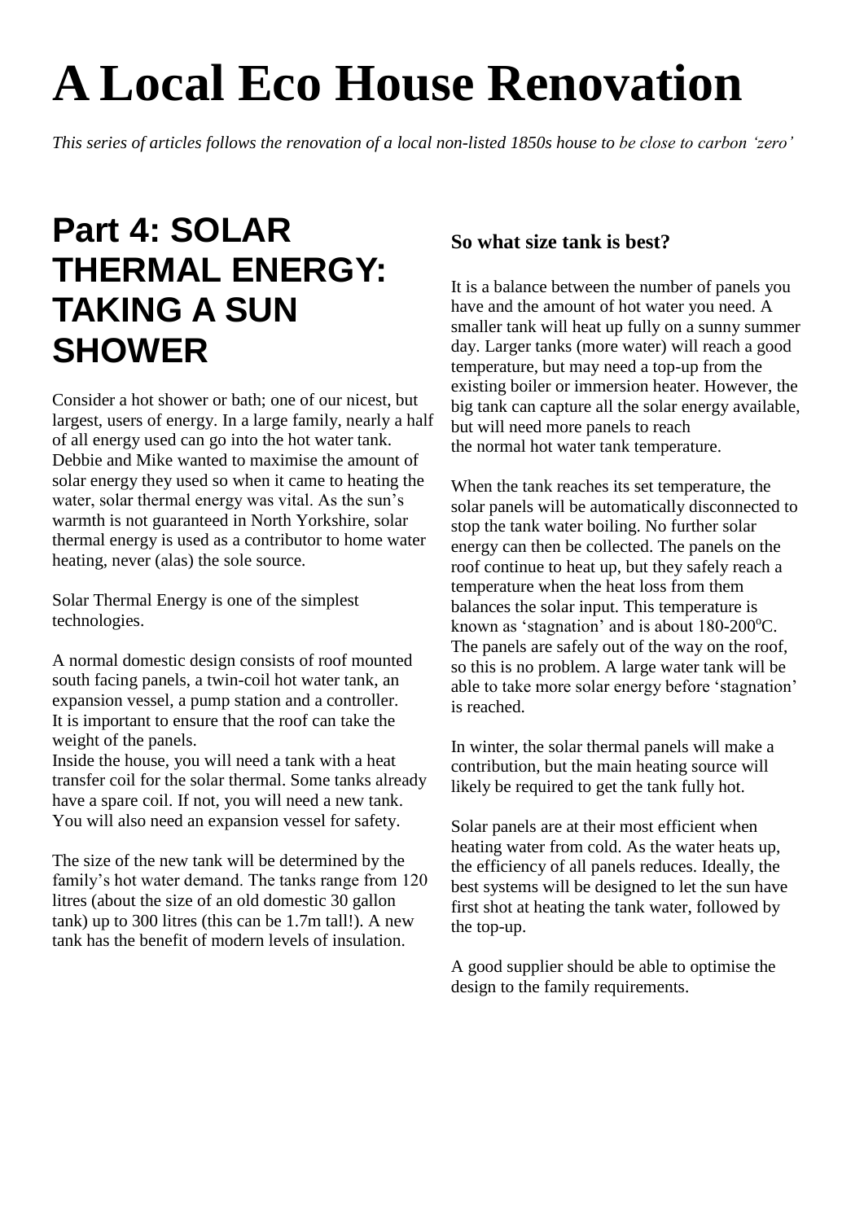# A Local Eco House Renovation

*This series of articles follows the renovation of a local non-listed 1850s house to be close to carbon 'zero'*

## Part 4: SOLAR THERMAL ENERGY: TAKING A SUN SHOWER

Consider a hot shower or bath; one of our nicest, but largest, users of energy. In a large family, nearly a half of all energy used can go into the hot water tank. Debbie and Mike wanted to maximise the amount of solar energy they used so when it came to heating the water, solar thermal energy was vital. As the sun's warmth is not guaranteed in North Yorkshire, solar thermal energy is used as a contributor to home water heating, never (alas) the sole source.

Solar Thermal Energy is one of the simplest technologies.

A normal domestic design consists of roof mounted south facing panels, a twin-coil hot water tank, an expansion vessel, a pump station and a controller. It is important to ensure that the roof can take the weight of the panels.
Inside the house, you will need a tank with a heat transfer coil for the solar thermal. Some tanks already have a spare coil. If not, you will need a new tank. You will also need an expansion vessel for safety.

The size of the new tank will be determined by the family's hot water demand. The tanks range from 120 litres (about the size of an old domestic 30 gallon tank) up to 300 litres (this can be 1.7m tall!). A new tank has the benefit of modern levels of insulation.

### So what size tank is best?

It is a balance between the number of panels you have and the amount of hot water you need. A smaller tank will heat up fully on a sunny summer day. Larger tanks (more water) will reach a good temperature, but may need a top-up from the existing boiler or immersion heater. However, the big tank can capture all the solar energy available, but will need more panels to reach the normal hot water tank temperature.

When the tank reaches its set temperature, the solar panels will be automatically disconnected to stop the tank water boiling. No further solar energy can then be collected. The panels on the roof continue to heat up, but they safely reach a temperature when the heat loss from them balances the solar input. This temperature is known as 'stagnation' and is about 180-200$^{o}$C. The panels are safely out of the way on the roof, so this is no problem. A large water tank will be able to take more solar energy before 'stagnation' is reached.

In winter, the solar thermal panels will make a contribution, but the main heating source will likely be required to get the tank fully hot.

Solar panels are at their most efficient when heating water from cold. As the water heats up, the efficiency of all panels reduces. Ideally, the best systems will be designed to let the sun have first shot at heating the tank water, followed by the top-up.

A good supplier should be able to optimise the design to the family requirements.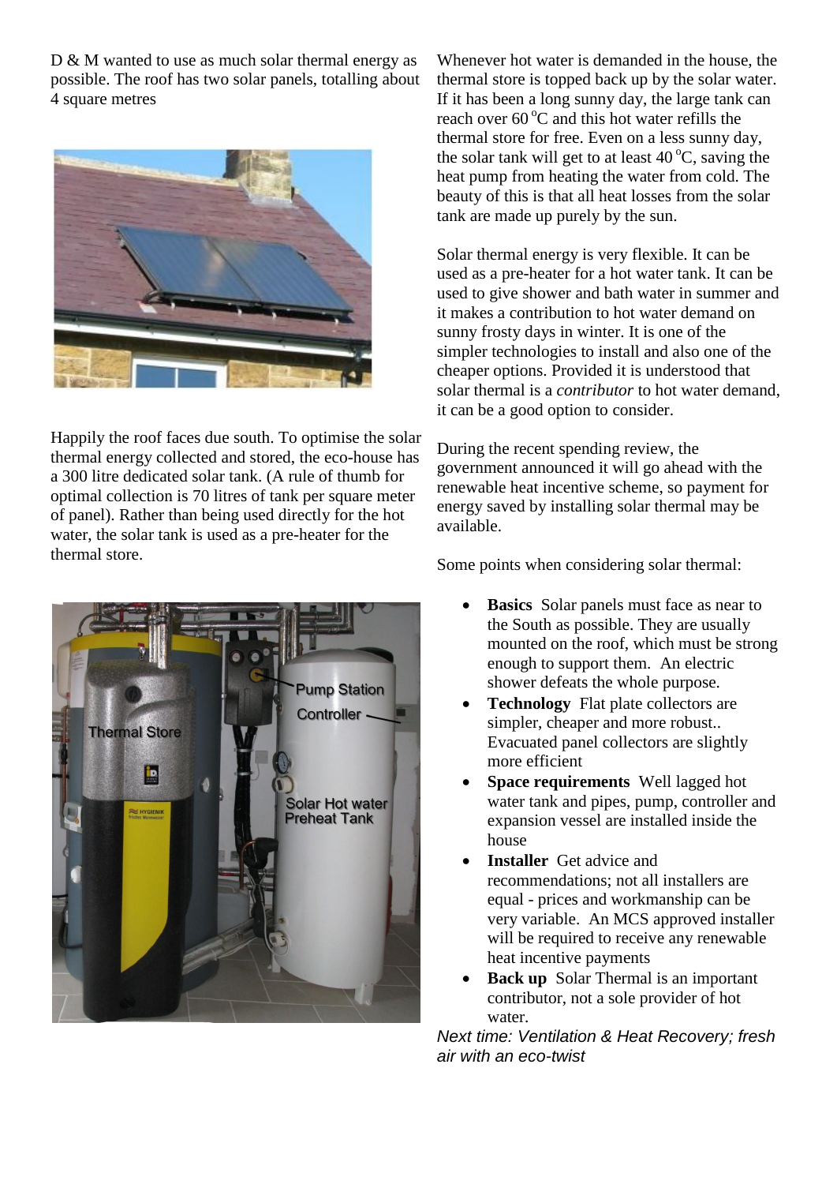D & M wanted to use as much solar thermal energy as possible. The roof has two solar panels, totalling about 4 square metres

Happily the roof faces due south. To optimise the solar thermal energy collected and stored, the eco-house has a 300 litre dedicated solar tank. (A rule of thumb for optimal collection is 70 litres of tank per square meter of panel). Rather than being used directly for the hot water, the solar tank is used as a pre-heater for the thermal store.

Pump Station

Controller

Thermal Store

Solar Hot water Preheat Tank

Whenever hot water is demanded in the house, the thermal store is topped back up by the solar water. If it has been a long sunny day, the large tank can reach over 60 °C and this hot water refills the thermal store for free. Even on a less sunny day, the solar tank will get to at least 40 °C, saving the heat pump from heating the water from cold. The beauty of this is that all heat losses from the solar tank are made up purely by the sun.

Solar thermal energy is very flexible. It can be used as a pre-heater for a hot water tank. It can be used to give shower and bath water in summer and it makes a contribution to hot water demand on sunny frosty days in winter. It is one of the simpler technologies to install and also one of the cheaper options. Provided it is understood that solar thermal is a *contributor* to hot water demand, it can be a good option to consider.

During the recent spending review, the government announced it will go ahead with the renewable heat incentive scheme, so payment for energy saved by installing solar thermal may be available.

Some points when considering solar thermal:

- **Basics** Solar panels must face as near to the South as possible. They are usually mounted on the roof, which must be strong enough to support them. An electric shower defeats the whole purpose.
- **Technology** Flat plate collectors are simpler, cheaper and more robust.. Evacuated panel collectors are slightly more efficient
- **Space requirements** Well lagged hot water tank and pipes, pump, controller and expansion vessel are installed inside the house
- **Installer** Get advice and recommendations; not all installers are equal - prices and workmanship can be very variable. An MCS approved installer will be required to receive any renewable heat incentive payments
- **Back up** Solar Thermal is an important contributor, not a sole provider of hot water.

*Next time: Ventilation & Heat Recovery; fresh air with an eco-twist*